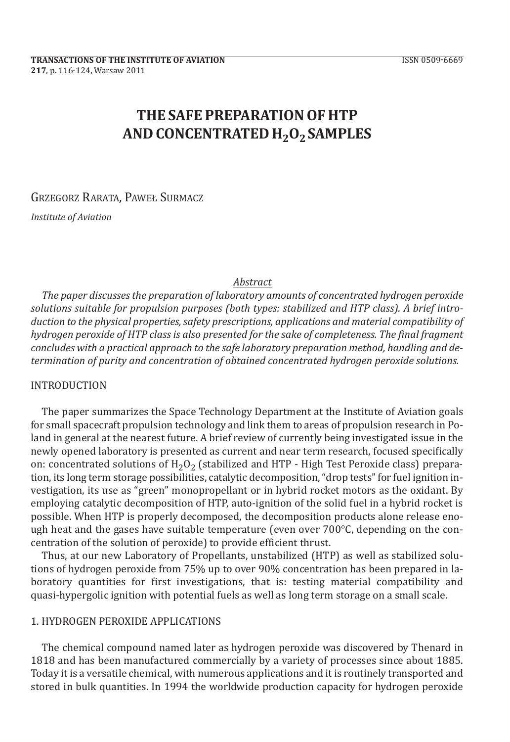# THE SAFE PREPARATION OF HTP AND CONCENTRATED $H_2O_2$ SAMPLES

Grzegorz Rarata, Paweł Surmacz

*Institute of Aviation*

## Abstract

*The paper discusses the preparation of laboratory amounts of concentrated hydrogen peroxide solutions suitable for propulsion purposes (both types: stabilized and HTP class). A brief introduction to the physical properties, safety prescriptions, applications and material compatibility of hydrogen peroxide of HTP class is also presented for the sake of completeness. The final fragment concludes with a practical approach to the safe laboratory preparation method, handling and determination of purity and concentration of obtained concentrated hydrogen peroxide solutions.*

## INTRODUCTION

The paper summarizes the Space Technology Department at the Institute of Aviation goals for small spacecraft propulsion technology and link them to areas of propulsion research in Poland in general at the nearest future. A brief review of currently being investigated issue in the newly opened laboratory is presented as current and near term research, focused specifically on: concentrated solutions of $H_2O_2$ (stabilized and HTP - High Test Peroxide class) preparation, its long term storage possibilities, catalytic decomposition, "drop tests" for fuel ignition investigation, its use as "green" monopropellant or in hybrid rocket motors as the oxidant. By employing catalytic decomposition of HTP, auto-ignition of the solid fuel in a hybrid rocket is possible. When HTP is properly decomposed, the decomposition products alone release enough heat and the gases have suitable temperature (even over 700°C, depending on the concentration of the solution of peroxide) to provide efficient thrust.

Thus, at our new Laboratory of Propellants, unstabilized (HTP) as well as stabilized solutions of hydrogen peroxide from 75% up to over 90% concentration has been prepared in laboratory quantities for first investigations, that is: testing material compatibility and quasi-hypergolic ignition with potential fuels as well as long term storage on a small scale.

## 1. HYDROGEN PEROXIDE APPLICATIONS

The chemical compound named later as hydrogen peroxide was discovered by Thenard in 1818 and has been manufactured commercially by a variety of processes since about 1885. Today it is a versatile chemical, with numerous applications and it is routinely transported and stored in bulk quantities. In 1994 the worldwide production capacity for hydrogen peroxide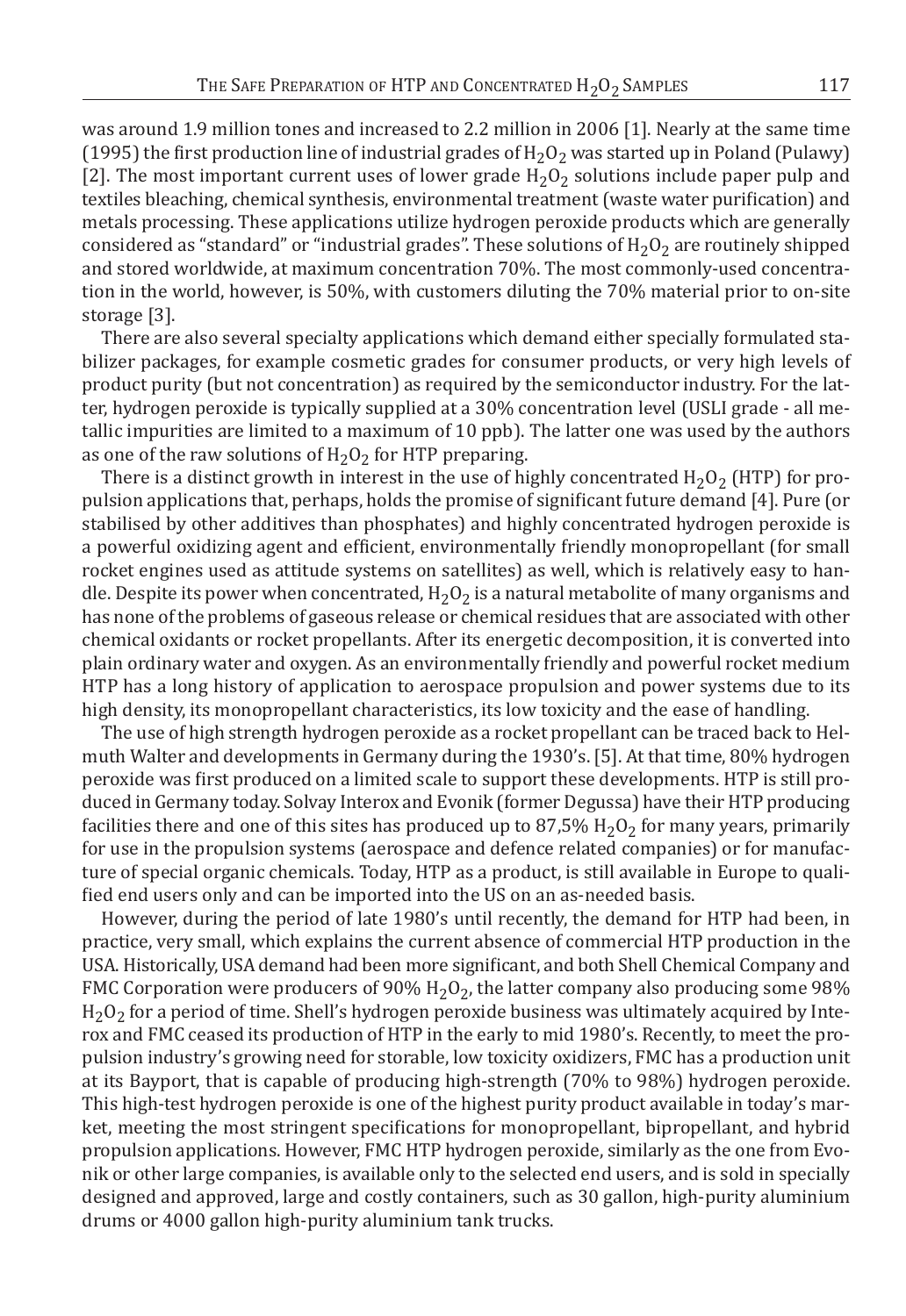was around 1.9 million tones and increased to 2.2 million in 2006 [1]. Nearly at the same time (1995) the first production line of industrial grades of $H_2O_2$ was started up in Poland (Pulawy) [2]. The most important current uses of lower grade $H_2O_2$ solutions include paper pulp and textiles bleaching, chemical synthesis, environmental treatment (waste water purification) and metals processing. These applications utilize hydrogen peroxide products which are generally considered as "standard" or "industrial grades". These solutions of $H_2O_2$ are routinely shipped and stored worldwide, at maximum concentration 70%. The most commonly-used concentration in the world, however, is 50%, with customers diluting the 70% material prior to on-site storage [3].

There are also several specialty applications which demand either specially formulated stabilizer packages, for example cosmetic grades for consumer products, or very high levels of product purity (but not concentration) as required by the semiconductor industry. For the latter, hydrogen peroxide is typically supplied at a 30% concentration level (USLI grade - all metallic impurities are limited to a maximum of 10 ppb). The latter one was used by the authors as one of the raw solutions of $H_2O_2$ for HTP preparing.

There is a distinct growth in interest in the use of highly concentrated $H_2O_2$ (HTP) for propulsion applications that, perhaps, holds the promise of significant future demand [4]. Pure (or stabilised by other additives than phosphates) and highly concentrated hydrogen peroxide is a powerful oxidizing agent and efficient, environmentally friendly monopropellant (for small rocket engines used as attitude systems on satellites) as well, which is relatively easy to handle. Despite its power when concentrated, $H_2O_2$ is a natural metabolite of many organisms and has none of the problems of gaseous release or chemical residues that are associated with other chemical oxidants or rocket propellants. After its energetic decomposition, it is converted into plain ordinary water and oxygen. As an environmentally friendly and powerful rocket medium HTP has a long history of application to aerospace propulsion and power systems due to its high density, its monopropellant characteristics, its low toxicity and the ease of handling.

The use of high strength hydrogen peroxide as a rocket propellant can be traced back to Helmuth Walter and developments in Germany during the 1930's. [5]. At that time, 80% hydrogen peroxide was first produced on a limited scale to support these developments. HTP is still produced in Germany today. Solvay Interox and Evonik (former Degussa) have their HTP producing facilities there and one of this sites has produced up to 87,5% $H_2O_2$ for many years, primarily for use in the propulsion systems (aerospace and defence related companies) or for manufacture of special organic chemicals. Today, HTP as a product, is still available in Europe to qualified end users only and can be imported into the US on an as-needed basis.

However, during the period of late 1980's until recently, the demand for HTP had been, in practice, very small, which explains the current absence of commercial HTP production in the USA. Historically, USA demand had been more significant, and both Shell Chemical Company and FMC Corporation were producers of 90% $H_2O_2$, the latter company also producing some 98% $H_2O_2$ for a period of time. Shell's hydrogen peroxide business was ultimately acquired by Interox and FMC ceased its production of HTP in the early to mid 1980's. Recently, to meet the propulsion industry's growing need for storable, low toxicity oxidizers, FMC has a production unit at its Bayport, that is capable of producing high-strength (70% to 98%) hydrogen peroxide. This high-test hydrogen peroxide is one of the highest purity product available in today's market, meeting the most stringent specifications for monopropellant, bipropellant, and hybrid propulsion applications. However, FMC HTP hydrogen peroxide, similarly as the one from Evonik or other large companies, is available only to the selected end users, and is sold in specially designed and approved, large and costly containers, such as 30 gallon, high-purity aluminium drums or 4000 gallon high-purity aluminium tank trucks.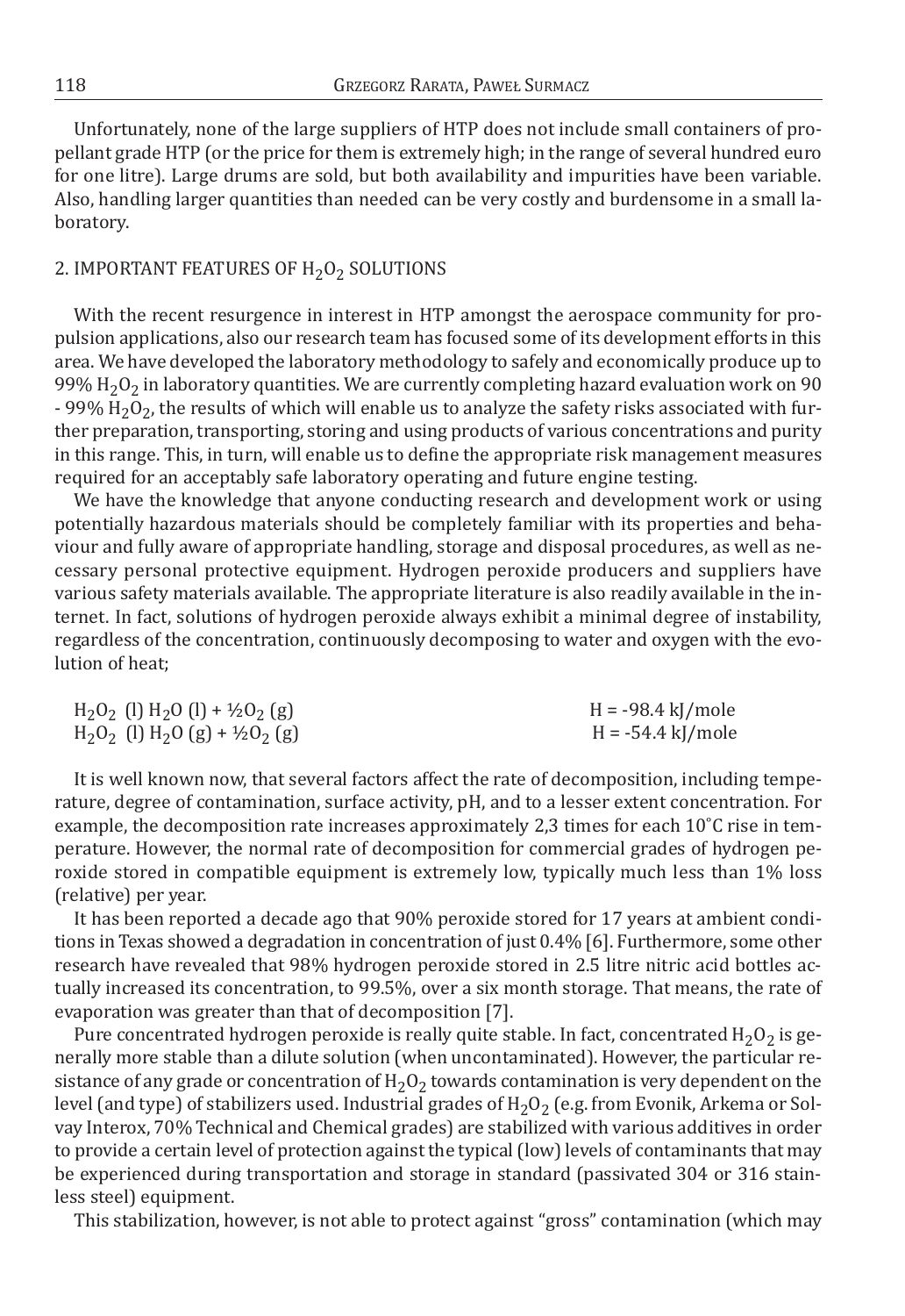Unfortunately, none of the large suppliers of HTP does not include small containers of propellant grade HTP (or the price for them is extremely high; in the range of several hundred euro for one litre). Large drums are sold, but both availability and impurities have been variable. Also, handling larger quantities than needed can be very costly and burdensome in a small laboratory.

## 2. IMPORTANT FEATURES OF $H_2O_2$ SOLUTIONS

With the recent resurgence in interest in HTP amongst the aerospace community for propulsion applications, also our research team has focused some of its development efforts in this area. We have developed the laboratory methodology to safely and economically produce up to 99% $H_2O_2$ in laboratory quantities. We are currently completing hazard evaluation work on 90 - 99% $H_2O_2$, the results of which will enable us to analyze the safety risks associated with further preparation, transporting, storing and using products of various concentrations and purity in this range. This, in turn, will enable us to define the appropriate risk management measures required for an acceptably safe laboratory operating and future engine testing.

We have the knowledge that anyone conducting research and development work or using potentially hazardous materials should be completely familiar with its properties and behaviour and fully aware of appropriate handling, storage and disposal procedures, as well as necessary personal protective equipment. Hydrogen peroxide producers and suppliers have various safety materials available. The appropriate literature is also readily available in the internet. In fact, solutions of hydrogen peroxide always exhibit a minimal degree of instability, regardless of the concentration, continuously decomposing to water and oxygen with the evolution of heat;

$H_2O_2$ (l) $H_2O$ (l) + ½$O_2$ (g) H = -98.4 kJ/mole

$H_2O_2$ (l) $H_2O$ (g) + ½$O_2$ (g) H = -54.4 kJ/mole

It is well known now, that several factors affect the rate of decomposition, including temperature, degree of contamination, surface activity, pH, and to a lesser extent concentration. For example, the decomposition rate increases approximately 2,3 times for each 10˚C rise in temperature. However, the normal rate of decomposition for commercial grades of hydrogen peroxide stored in compatible equipment is extremely low, typically much less than 1% loss (relative) per year.

It has been reported a decade ago that 90% peroxide stored for 17 years at ambient conditions in Texas showed a degradation in concentration of just 0.4% [6]. Furthermore, some other research have revealed that 98% hydrogen peroxide stored in 2.5 litre nitric acid bottles actually increased its concentration, to 99.5%, over a six month storage. That means, the rate of evaporation was greater than that of decomposition [7].

Pure concentrated hydrogen peroxide is really quite stable. In fact, concentrated $H_2O_2$ is generally more stable than a dilute solution (when uncontaminated). However, the particular resistance of any grade or concentration of $H_2O_2$ towards contamination is very dependent on the level (and type) of stabilizers used. Industrial grades of $H_2O_2$ (e.g. from Evonik, Arkema or Solvay Interox, 70% Technical and Chemical grades) are stabilized with various additives in order to provide a certain level of protection against the typical (low) levels of contaminants that may be experienced during transportation and storage in standard (passivated 304 or 316 stainless steel) equipment.

This stabilization, however, is not able to protect against "gross" contamination (which may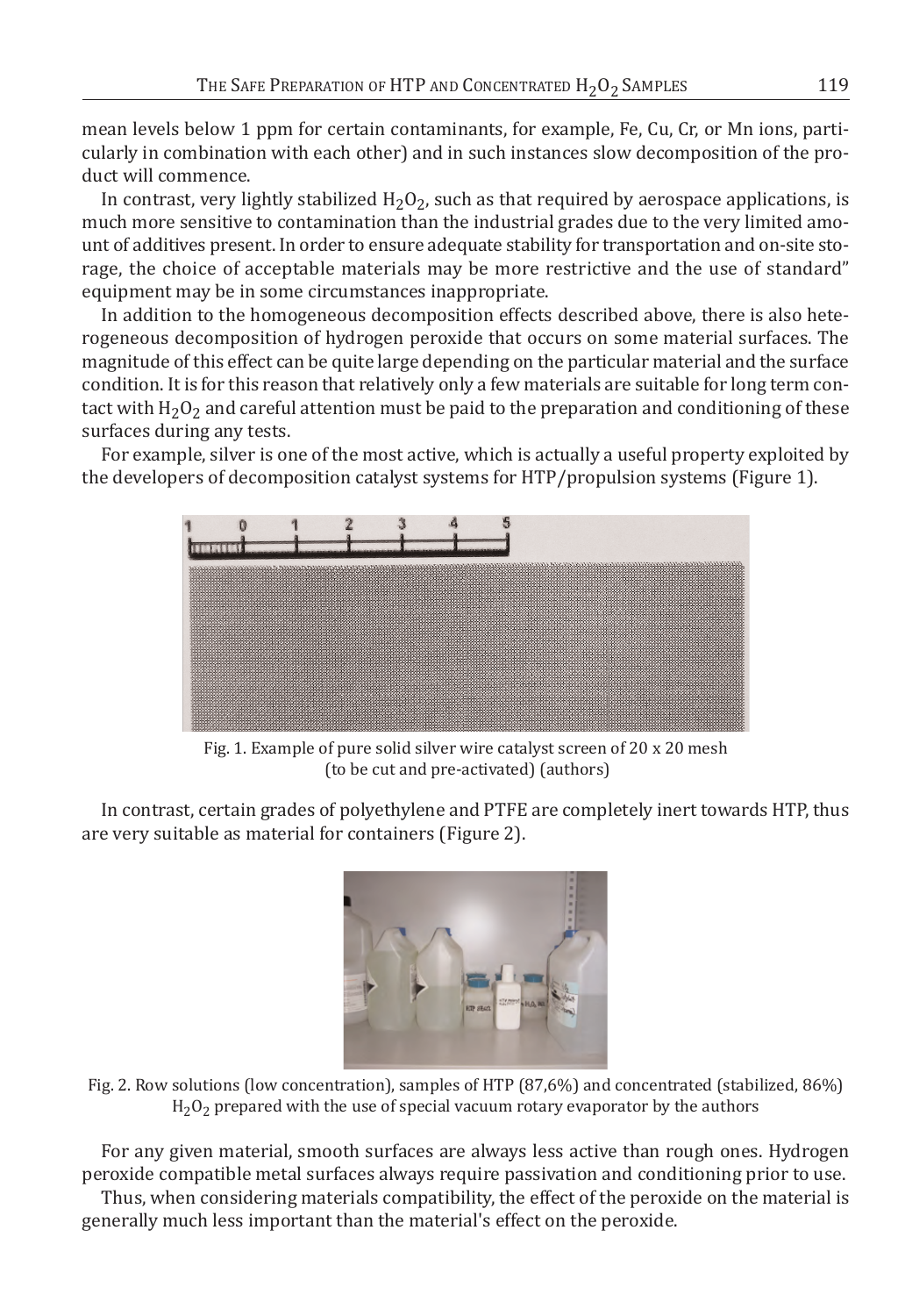mean levels below 1 ppm for certain contaminants, for example, Fe, Cu, Cr, or Mn ions, particularly in combination with each other) and in such instances slow decomposition of the product will commence.

In contrast, very lightly stabilized $H_2O_2$, such as that required by aerospace applications, is much more sensitive to contamination than the industrial grades due to the very limited amount of additives present. In order to ensure adequate stability for transportation and on-site storage, the choice of acceptable materials may be more restrictive and the use of standard" equipment may be in some circumstances inappropriate.

In addition to the homogeneous decomposition effects described above, there is also heterogeneous decomposition of hydrogen peroxide that occurs on some material surfaces. The magnitude of this effect can be quite large depending on the particular material and the surface condition. It is for this reason that relatively only a few materials are suitable for long term contact with $H_2O_2$ and careful attention must be paid to the preparation and conditioning of these surfaces during any tests.

For example, silver is one of the most active, which is actually a useful property exploited by the developers of decomposition catalyst systems for HTP/propulsion systems (Figure 1).

Fig. 1. Example of pure solid silver wire catalyst screen of 20 x 20 mesh (to be cut and pre-activated) (authors)

In contrast, certain grades of polyethylene and PTFE are completely inert towards HTP, thus are very suitable as material for containers (Figure 2).

Fig. 2. Row solutions (low concentration), samples of HTP (87,6%) and concentrated (stabilized, 86%) $H_2O_2$ prepared with the use of special vacuum rotary evaporator by the authors

For any given material, smooth surfaces are always less active than rough ones. Hydrogen peroxide compatible metal surfaces always require passivation and conditioning prior to use.

Thus, when considering materials compatibility, the effect of the peroxide on the material is generally much less important than the material's effect on the peroxide.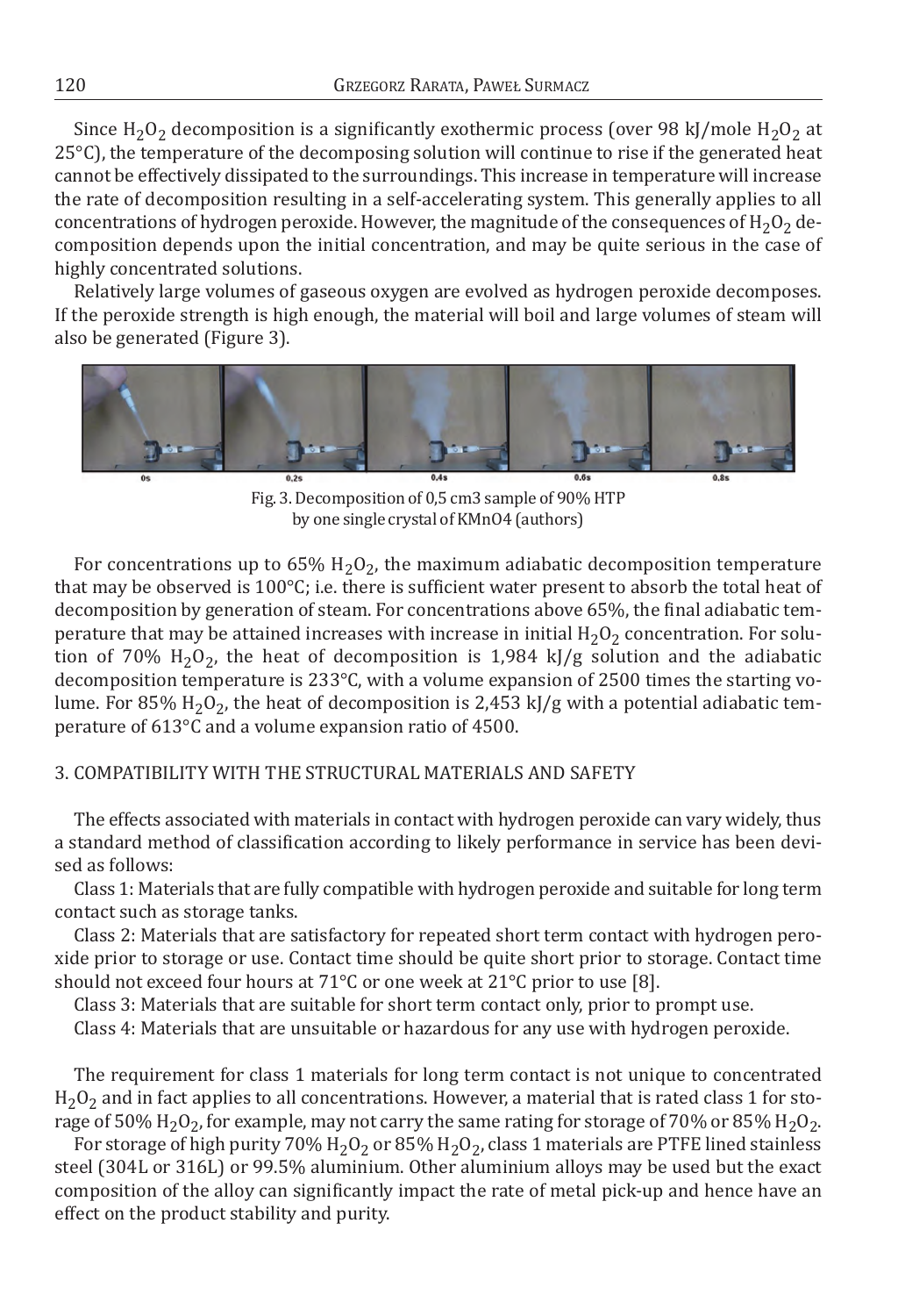Since $H_2O_2$ decomposition is a significantly exothermic process (over 98 kJ/mole $H_2O_2$ at 25°C), the temperature of the decomposing solution will continue to rise if the generated heat cannot be effectively dissipated to the surroundings. This increase in temperature will increase the rate of decomposition resulting in a self-accelerating system. This generally applies to all concentrations of hydrogen peroxide. However, the magnitude of the consequences of $H_2O_2$ decomposition depends upon the initial concentration, and may be quite serious in the case of highly concentrated solutions.

Relatively large volumes of gaseous oxygen are evolved as hydrogen peroxide decomposes. If the peroxide strength is high enough, the material will boil and large volumes of steam will also be generated (Figure 3).

0s 0,2s 0,4s 0,6s 0,8s

Fig. 3. Decomposition of 0,5 cm3 sample of 90% HTP by one single crystal of KMnO4 (authors)

For concentrations up to 65% $H_2O_2$, the maximum adiabatic decomposition temperature that may be observed is 100°C; i.e. there is sufficient water present to absorb the total heat of decomposition by generation of steam. For concentrations above 65%, the final adiabatic temperature that may be attained increases with increase in initial $H_2O_2$ concentration. For solution of 70% $H_2O_2$, the heat of decomposition is 1,984 kJ/g solution and the adiabatic decomposition temperature is 233°C, with a volume expansion of 2500 times the starting volume. For 85% $H_2O_2$, the heat of decomposition is 2,453 kJ/g with a potential adiabatic temperature of 613°C and a volume expansion ratio of 4500.

## 3. COMPATIBILITY WITH THE STRUCTURAL MATERIALS AND SAFETY

The effects associated with materials in contact with hydrogen peroxide can vary widely, thus a standard method of classification according to likely performance in service has been devised as follows:

Class 1: Materials that are fully compatible with hydrogen peroxide and suitable for long term contact such as storage tanks.

Class 2: Materials that are satisfactory for repeated short term contact with hydrogen peroxide prior to storage or use. Contact time should be quite short prior to storage. Contact time should not exceed four hours at 71°C or one week at 21°C prior to use [8].

Class 3: Materials that are suitable for short term contact only, prior to prompt use.

Class 4: Materials that are unsuitable or hazardous for any use with hydrogen peroxide.

The requirement for class 1 materials for long term contact is not unique to concentrated $H_2O_2$ and in fact applies to all concentrations. However, a material that is rated class 1 for storage of 50% $H_2O_2$, for example, may not carry the same rating for storage of 70% or 85% $H_2O_2$.

For storage of high purity 70% $H_2O_2$ or 85% $H_2O_2$, class 1 materials are PTFE lined stainless steel (304L or 316L) or 99.5% aluminium. Other aluminium alloys may be used but the exact composition of the alloy can significantly impact the rate of metal pick-up and hence have an effect on the product stability and purity.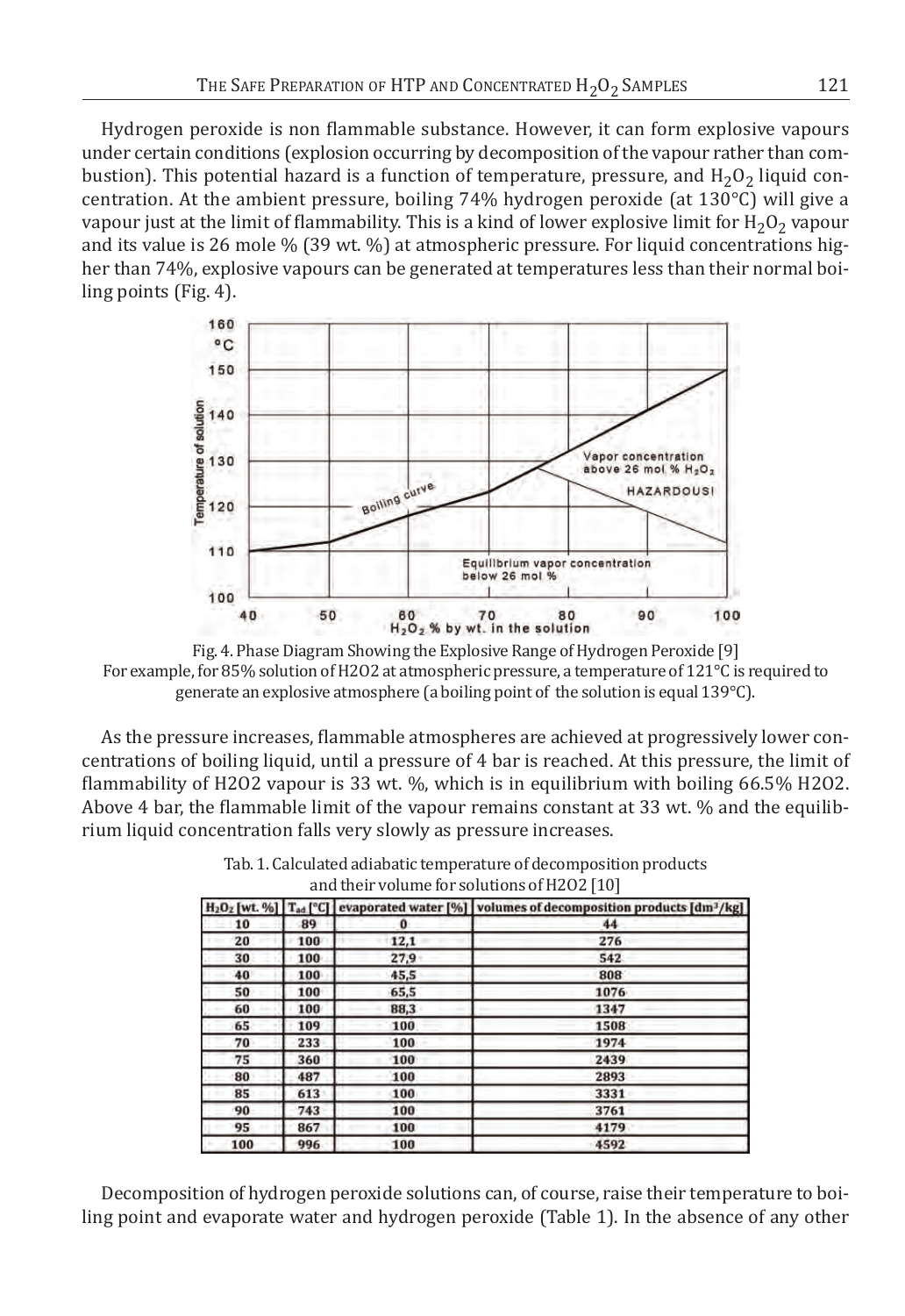Hydrogen peroxide is non flammable substance. However, it can form explosive vapours under certain conditions (explosion occurring by decomposition of the vapour rather than combustion). This potential hazard is a function of temperature, pressure, and $H_2O_2$ liquid concentration. At the ambient pressure, boiling 74% hydrogen peroxide (at 130°C) will give a vapour just at the limit of flammability. This is a kind of lower explosive limit for $H_2O_2$ vapour and its value is 26 mole % (39 wt. %) at atmospheric pressure. For liquid concentrations higher than 74%, explosive vapours can be generated at temperatures less than their normal boiling points (Fig. 4).

Fig. 4. Phase Diagram Showing the Explosive Range of Hydrogen Peroxide [9]
For example, for 85% solution of H2O2 at atmospheric pressure, a temperature of 121°C is required to generate an explosive atmosphere (a boiling point of the solution is equal 139°C).

As the pressure increases, flammable atmospheres are achieved at progressively lower concentrations of boiling liquid, until a pressure of 4 bar is reached. At this pressure, the limit of flammability of H2O2 vapour is 33 wt. %, which is in equilibrium with boiling 66.5% H2O2. Above 4 bar, the flammable limit of the vapour remains constant at 33 wt. % and the equilibrium liquid concentration falls very slowly as pressure increases.

Tab. 1. Calculated adiabatic temperature of decomposition products and their volume for solutions of H2O2 [10]

| $H_2O_2$ [wt. %] | $T_{ad}$ [°C] | evaporated water [%] | volumes of decomposition products [dm³/kg] |
|---|---|---|---|
| 10 | 89 | 0 | 44 |
| 20 | 100 | 12,1 | 276 |
| 30 | 100 | 27,9 | 542 |
| 40 | 100 | 45,5 | 808 |
| 50 | 100 | 65,5 | 1076 |
| 60 | 100 | 88,3 | 1347 |
| 65 | 109 | 100 | 1508 |
| 70 | 233 | 100 | 1974 |
| 75 | 360 | 100 | 2439 |
| 80 | 487 | 100 | 2893 |
| 85 | 613 | 100 | 3331 |
| 90 | 743 | 100 | 3761 |
| 95 | 867 | 100 | 4179 |
| 100 | 996 | 100 | 4592 |

Decomposition of hydrogen peroxide solutions can, of course, raise their temperature to boiling point and evaporate water and hydrogen peroxide (Table 1). In the absence of any other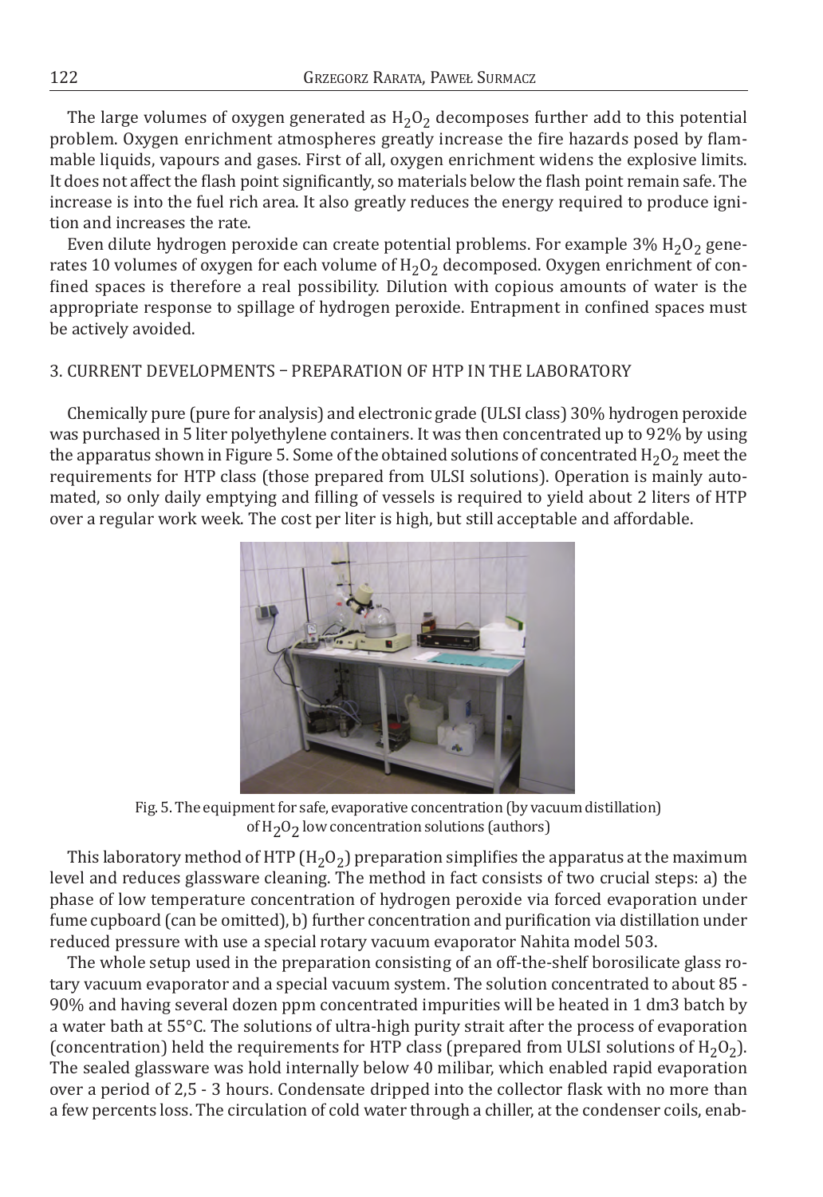The large volumes of oxygen generated as $H_2O_2$ decomposes further add to this potential problem. Oxygen enrichment atmospheres greatly increase the fire hazards posed by flammable liquids, vapours and gases. First of all, oxygen enrichment widens the explosive limits. It does not affect the flash point significantly, so materials below the flash point remain safe. The increase is into the fuel rich area. It also greatly reduces the energy required to produce ignition and increases the rate.

Even dilute hydrogen peroxide can create potential problems. For example 3% $H_2O_2$ generates 10 volumes of oxygen for each volume of $H_2O_2$ decomposed. Oxygen enrichment of confined spaces is therefore a real possibility. Dilution with copious amounts of water is the appropriate response to spillage of hydrogen peroxide. Entrapment in confined spaces must be actively avoided.

## 3. CURRENT DEVELOPMENTS – PREPARATION OF HTP IN THE LABORATORY

Chemically pure (pure for analysis) and electronic grade (ULSI class) 30% hydrogen peroxide was purchased in 5 liter polyethylene containers. It was then concentrated up to 92% by using the apparatus shown in Figure 5. Some of the obtained solutions of concentrated $H_2O_2$ meet the requirements for HTP class (those prepared from ULSI solutions). Operation is mainly automated, so only daily emptying and filling of vessels is required to yield about 2 liters of HTP over a regular work week. The cost per liter is high, but still acceptable and affordable.

Fig. 5. The equipment for safe, evaporative concentration (by vacuum distillation) of $H_2O_2$ low concentration solutions (authors)

This laboratory method of HTP ($H_2O_2$) preparation simplifies the apparatus at the maximum level and reduces glassware cleaning. The method in fact consists of two crucial steps: a) the phase of low temperature concentration of hydrogen peroxide via forced evaporation under fume cupboard (can be omitted), b) further concentration and purification via distillation under reduced pressure with use a special rotary vacuum evaporator Nahita model 503.

The whole setup used in the preparation consisting of an off-the-shelf borosilicate glass rotary vacuum evaporator and a special vacuum system. The solution concentrated to about 85 - 90% and having several dozen ppm concentrated impurities will be heated in 1 dm3 batch by a water bath at 55°C. The solutions of ultra-high purity strait after the process of evaporation (concentration) held the requirements for HTP class (prepared from ULSI solutions of $H_2O_2$). The sealed glassware was hold internally below 40 milibar, which enabled rapid evaporation over a period of 2,5 - 3 hours. Condensate dripped into the collector flask with no more than a few percents loss. The circulation of cold water through a chiller, at the condenser coils, enab-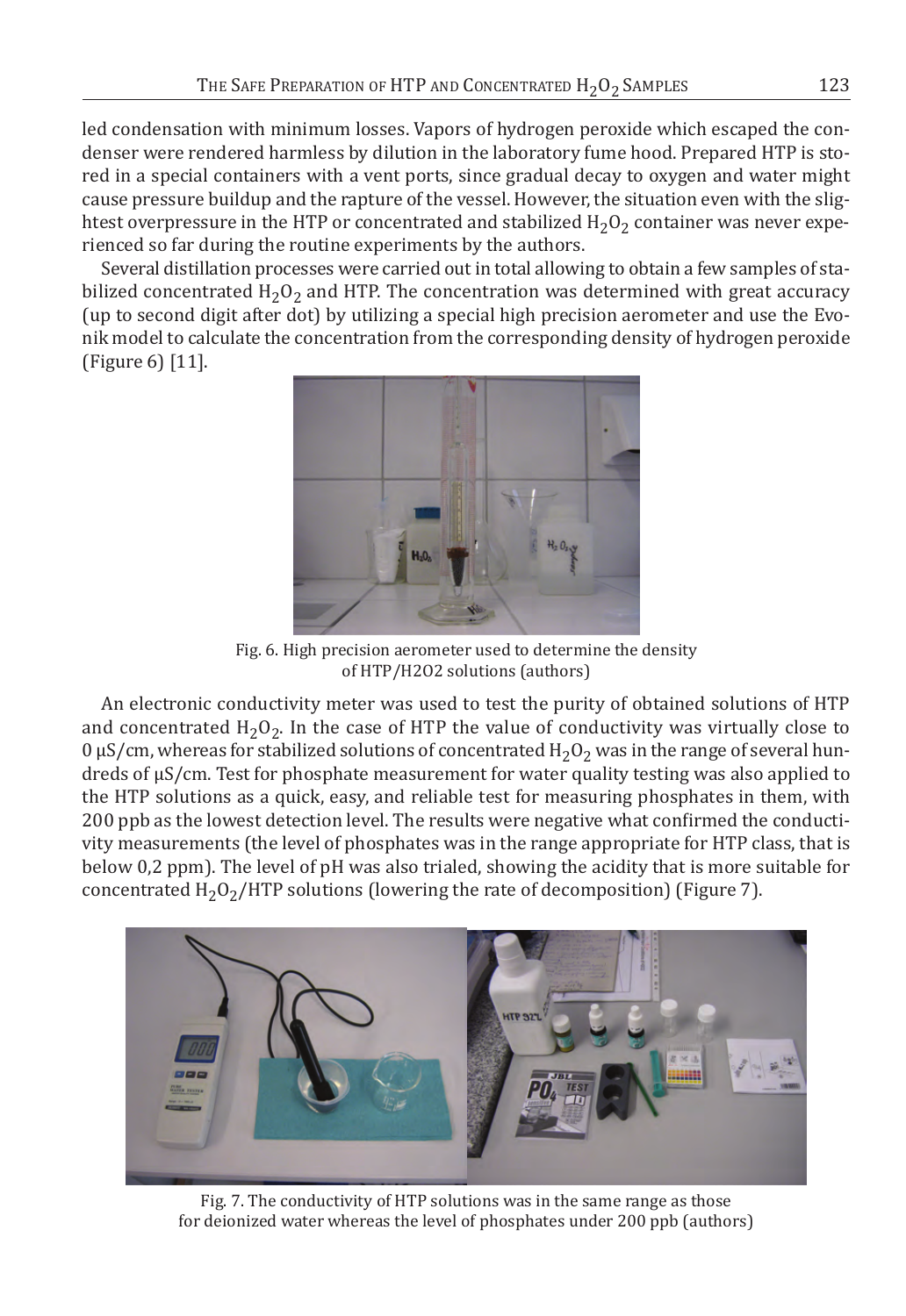led condensation with minimum losses. Vapors of hydrogen peroxide which escaped the condenser were rendered harmless by dilution in the laboratory fume hood. Prepared HTP is stored in a special containers with a vent ports, since gradual decay to oxygen and water might cause pressure buildup and the rapture of the vessel. However, the situation even with the slightest overpressure in the HTP or concentrated and stabilized $H_2O_2$ container was never experienced so far during the routine experiments by the authors.

Several distillation processes were carried out in total allowing to obtain a few samples of stabilized concentrated $H_2O_2$ and HTP. The concentration was determined with great accuracy (up to second digit after dot) by utilizing a special high precision aerometer and use the Evonik model to calculate the concentration from the corresponding density of hydrogen peroxide (Figure 6) [11].

Fig. 6. High precision aerometer used to determine the density of HTP/H2O2 solutions (authors)

An electronic conductivity meter was used to test the purity of obtained solutions of HTP and concentrated $H_2O_2$. In the case of HTP the value of conductivity was virtually close to 0 μS/cm, whereas for stabilized solutions of concentrated $H_2O_2$ was in the range of several hundreds of μS/cm. Test for phosphate measurement for water quality testing was also applied to the HTP solutions as a quick, easy, and reliable test for measuring phosphates in them, with 200 ppb as the lowest detection level. The results were negative what confirmed the conductivity measurements (the level of phosphates was in the range appropriate for HTP class, that is below 0,2 ppm). The level of pH was also trialed, showing the acidity that is more suitable for concentrated $H_2O_2$/HTP solutions (lowering the rate of decomposition) (Figure 7).

Fig. 7. The conductivity of HTP solutions was in the same range as those for deionized water whereas the level of phosphates under 200 ppb (authors)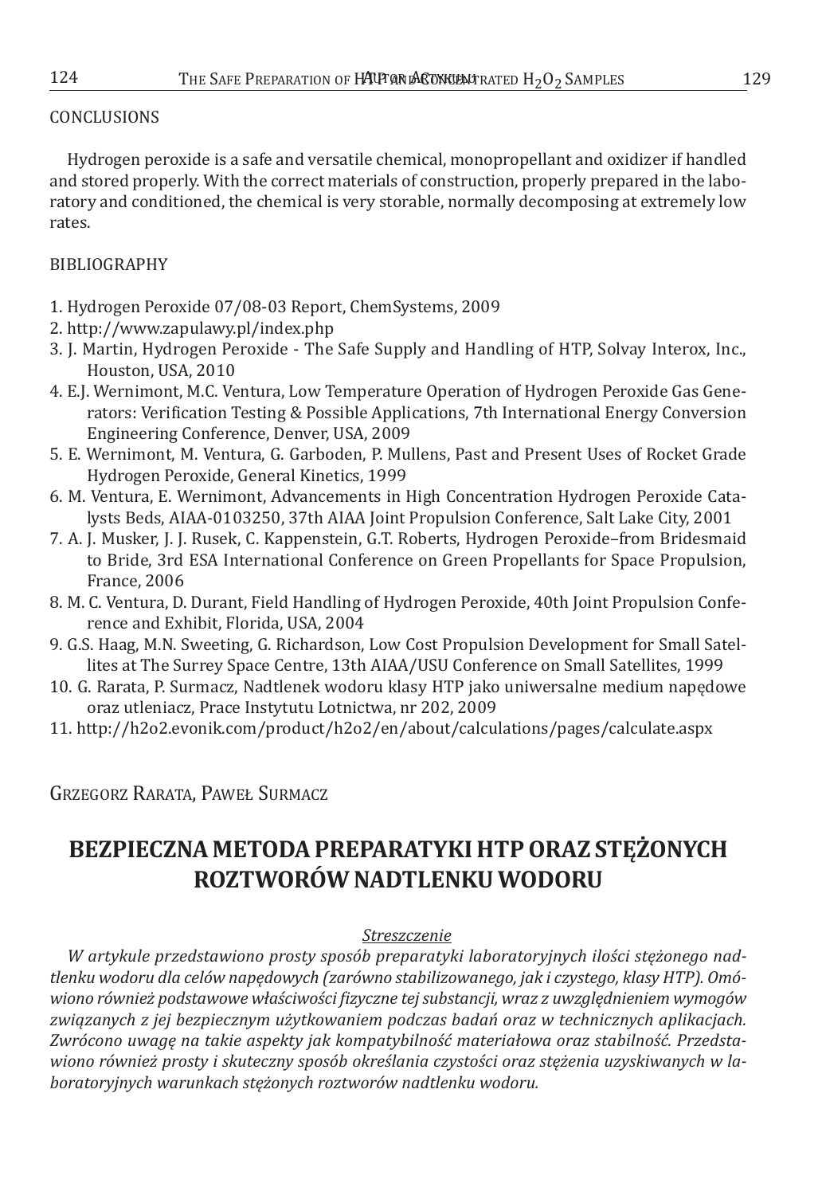CONCLUSIONS

Hydrogen peroxide is a safe and versatile chemical, monopropellant and oxidizer if handled and stored properly. With the correct materials of construction, properly prepared in the laboratory and conditioned, the chemical is very storable, normally decomposing at extremely low rates.

BIBLIOGRAPHY

1. Hydrogen Peroxide 07/08-03 Report, ChemSystems, 2009
2. http://www.zapulawy.pl/index.php
3. J. Martin, Hydrogen Peroxide - The Safe Supply and Handling of HTP, Solvay Interox, Inc., Houston, USA, 2010
4. E.J. Wernimont, M.C. Ventura, Low Temperature Operation of Hydrogen Peroxide Gas Generators: Verification Testing & Possible Applications, 7th International Energy Conversion Engineering Conference, Denver, USA, 2009
5. E. Wernimont, M. Ventura, G. Garboden, P. Mullens, Past and Present Uses of Rocket Grade Hydrogen Peroxide, General Kinetics, 1999
6. M. Ventura, E. Wernimont, Advancements in High Concentration Hydrogen Peroxide Catalysts Beds, AIAA-0103250, 37th AIAA Joint Propulsion Conference, Salt Lake City, 2001
7. A. J. Musker, J. J. Rusek, C. Kappenstein, G.T. Roberts, Hydrogen Peroxide–from Bridesmaid to Bride, 3rd ESA International Conference on Green Propellants for Space Propulsion, France, 2006
8. M. C. Ventura, D. Durant, Field Handling of Hydrogen Peroxide, 40th Joint Propulsion Conference and Exhibit, Florida, USA, 2004
9. G.S. Haag, M.N. Sweeting, G. Richardson, Low Cost Propulsion Development for Small Satellites at The Surrey Space Centre, 13th AIAA/USU Conference on Small Satellites, 1999
10. G. Rarata, P. Surmacz, Nadtlenek wodoru klasy HTP jako uniwersalne medium napędowe oraz utleniacz, Prace Instytutu Lotnictwa, nr 202, 2009
11. http://h2o2.evonik.com/product/h2o2/en/about/calculations/pages/calculate.aspx

Grzegorz Rarata, Paweł Surmacz

## BEZPIECZNA METODA PREPARATYKI HTP ORAZ STĘŻONYCH ROZTWORÓW NADTLENKU WODORU

Streszczenie

*W artykule przedstawiono prosty sposób preparatyki laboratoryjnych ilości stężonego nadtlenku wodoru dla celów napędowych (zarówno stabilizowanego, jak i czystego, klasy HTP). Omówiono również podstawowe właściwości fizyczne tej substancji, wraz z uwzględnieniem wymogów związanych z jej bezpiecznym użytkowaniem podczas badań oraz w technicznych aplikacjach. Zwrócono uwagę na takie aspekty jak kompatybilność materiałowa oraz stabilność. Przedstawiono również prosty i skuteczny sposób określania czystości oraz stężenia uzyskiwanych w laboratoryjnych warunkach stężonych roztworów nadtlenku wodoru.*